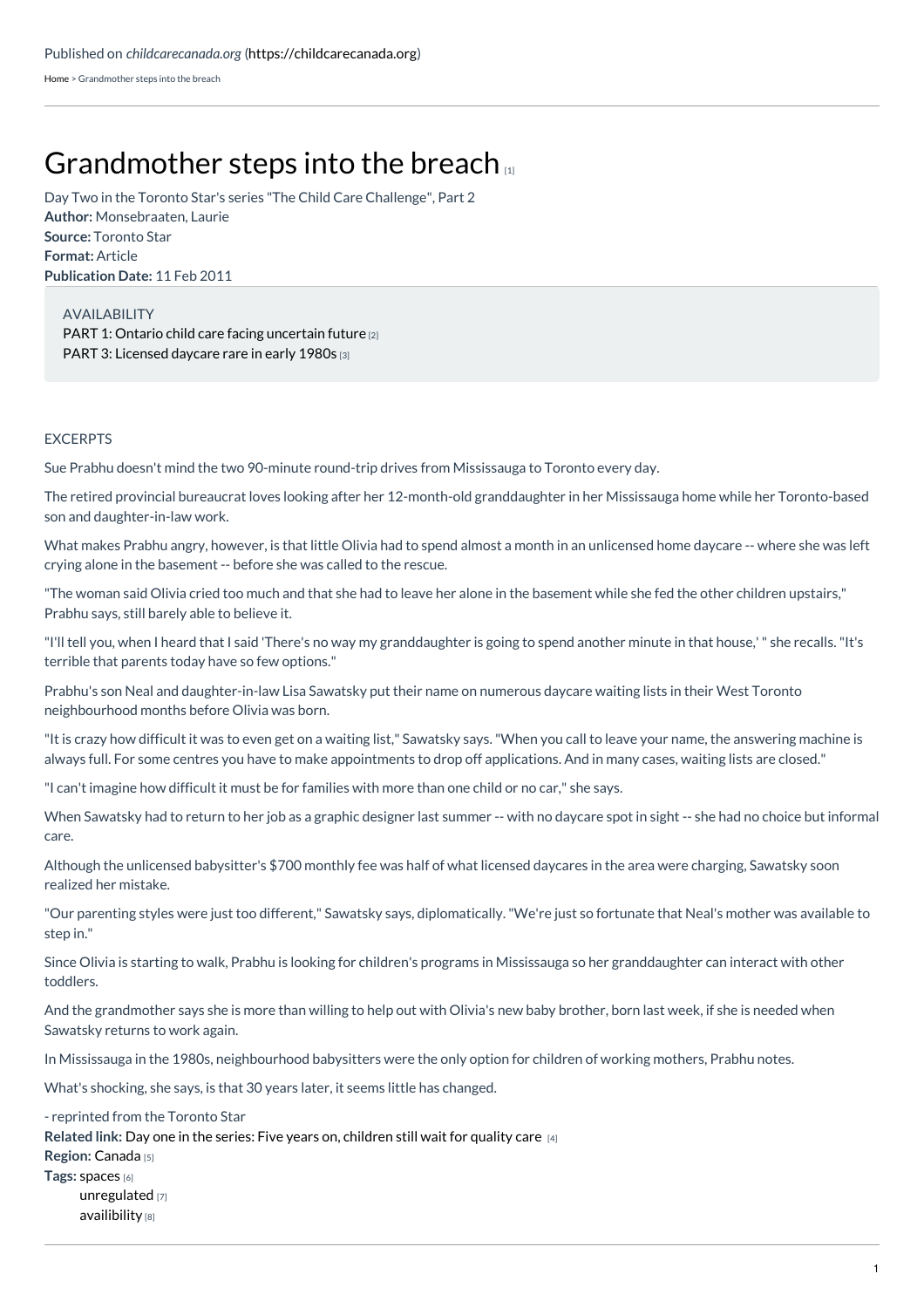Published on *childcarecanada.org* (https://childcarecanada.org)

Home > Grandmother steps into the breach

# Grandmother steps into the breach [1]

Day Two in the Toronto Star's series "The Child Care Challenge", Part 2
**Author:** Monsebraaten, Laurie
**Source:** Toronto Star
**Format:** Article
**Publication Date:** 11 Feb 2011

AVAILABILITY
PART 1: Ontario child care facing uncertain future [2]
PART 3: Licensed daycare rare in early 1980s [3]

EXCERPTS

Sue Prabhu doesn't mind the two 90-minute round-trip drives from Mississauga to Toronto every day.

The retired provincial bureaucrat loves looking after her 12-month-old granddaughter in her Mississauga home while her Toronto-based son and daughter-in-law work.

What makes Prabhu angry, however, is that little Olivia had to spend almost a month in an unlicensed home daycare -- where she was left crying alone in the basement -- before she was called to the rescue.

"The woman said Olivia cried too much and that she had to leave her alone in the basement while she fed the other children upstairs," Prabhu says, still barely able to believe it.

"I'll tell you, when I heard that I said 'There's no way my granddaughter is going to spend another minute in that house,' " she recalls. "It's terrible that parents today have so few options."

Prabhu's son Neal and daughter-in-law Lisa Sawatsky put their name on numerous daycare waiting lists in their West Toronto neighbourhood months before Olivia was born.

"It is crazy how difficult it was to even get on a waiting list," Sawatsky says. "When you call to leave your name, the answering machine is always full. For some centres you have to make appointments to drop off applications. And in many cases, waiting lists are closed."

"I can't imagine how difficult it must be for families with more than one child or no car," she says.

When Sawatsky had to return to her job as a graphic designer last summer -- with no daycare spot in sight -- she had no choice but informal care.

Although the unlicensed babysitter's $700 monthly fee was half of what licensed daycares in the area were charging, Sawatsky soon realized her mistake.

"Our parenting styles were just too different," Sawatsky says, diplomatically. "We're just so fortunate that Neal's mother was available to step in."

Since Olivia is starting to walk, Prabhu is looking for children's programs in Mississauga so her granddaughter can interact with other toddlers.

And the grandmother says she is more than willing to help out with Olivia's new baby brother, born last week, if she is needed when Sawatsky returns to work again.

In Mississauga in the 1980s, neighbourhood babysitters were the only option for children of working mothers, Prabhu notes.

What's shocking, she says, is that 30 years later, it seems little has changed.

- reprinted from the Toronto Star

**Related link:** Day one in the series: Five years on, children still wait for quality care [4]
**Region:** Canada [5]
**Tags:** spaces [6]
unregulated [7]
availibility [8]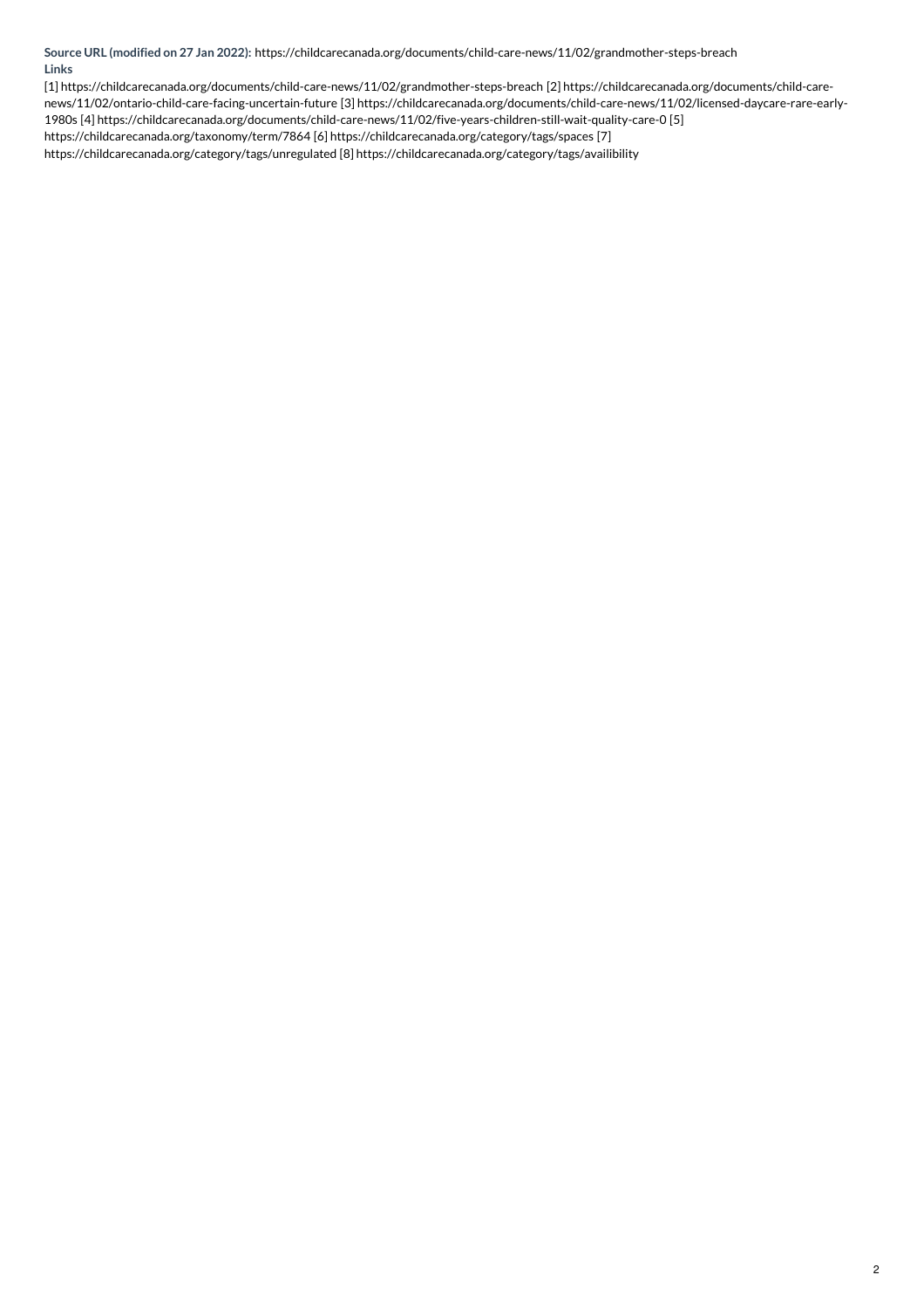**Source URL (modified on 27 Jan 2022):** https://childcarecanada.org/documents/child-care-news/11/02/grandmother-steps-breach

**Links**

[1] https://childcarecanada.org/documents/child-care-news/11/02/grandmother-steps-breach [2] https://childcarecanada.org/documents/child-care-news/11/02/ontario-child-care-facing-uncertain-future [3] https://childcarecanada.org/documents/child-care-news/11/02/licensed-daycare-rare-early-1980s [4] https://childcarecanada.org/documents/child-care-news/11/02/five-years-children-still-wait-quality-care-0 [5] https://childcarecanada.org/taxonomy/term/7864 [6] https://childcarecanada.org/category/tags/spaces [7] https://childcarecanada.org/category/tags/unregulated [8] https://childcarecanada.org/category/tags/availibility